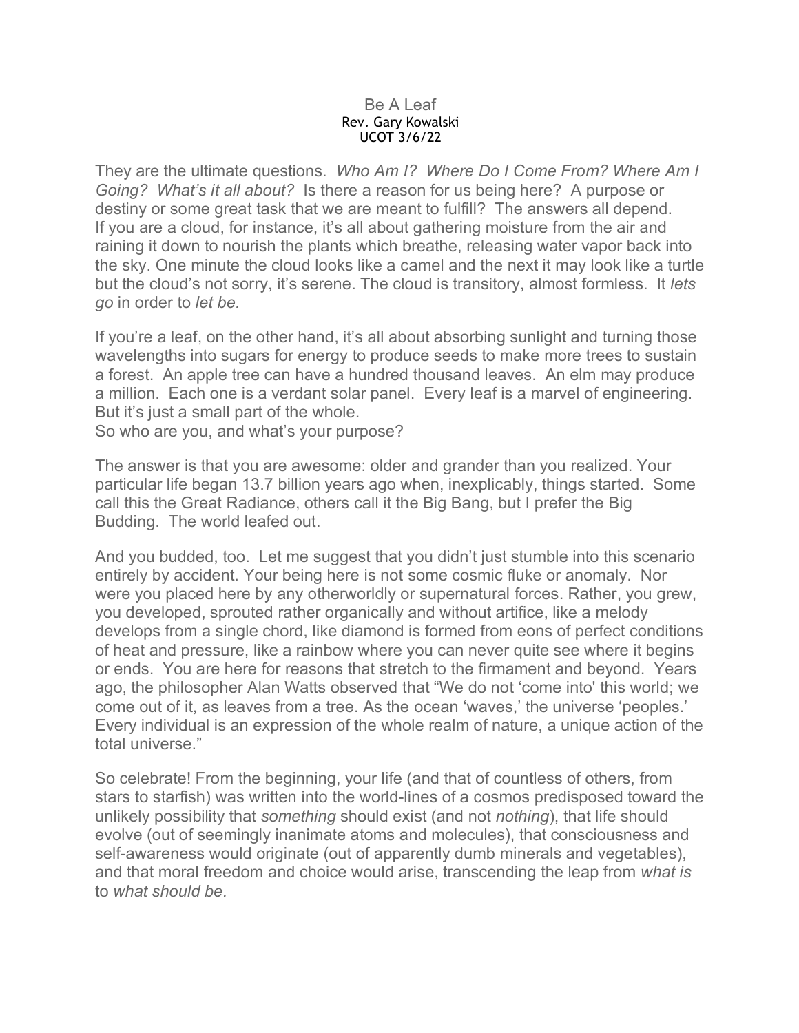# Be A Leaf

Rev. Gary Kowalski
UCOT 3/6/22

They are the ultimate questions. *Who Am I? Where Do I Come From? Where Am I Going? What's it all about?* Is there a reason for us being here? A purpose or destiny or some great task that we are meant to fulfill? The answers all depend. If you are a cloud, for instance, it's all about gathering moisture from the air and raining it down to nourish the plants which breathe, releasing water vapor back into the sky. One minute the cloud looks like a camel and the next it may look like a turtle but the cloud's not sorry, it's serene. The cloud is transitory, almost formless. It *lets go* in order to *let be.*

If you're a leaf, on the other hand, it's all about absorbing sunlight and turning those wavelengths into sugars for energy to produce seeds to make more trees to sustain a forest. An apple tree can have a hundred thousand leaves. An elm may produce a million. Each one is a verdant solar panel. Every leaf is a marvel of engineering. But it's just a small part of the whole.
So who are you, and what's your purpose?

The answer is that you are awesome: older and grander than you realized. Your particular life began 13.7 billion years ago when, inexplicably, things started. Some call this the Great Radiance, others call it the Big Bang, but I prefer the Big Budding. The world leafed out.

And you budded, too. Let me suggest that you didn't just stumble into this scenario entirely by accident. Your being here is not some cosmic fluke or anomaly. Nor were you placed here by any otherworldly or supernatural forces. Rather, you grew, you developed, sprouted rather organically and without artifice, like a melody develops from a single chord, like diamond is formed from eons of perfect conditions of heat and pressure, like a rainbow where you can never quite see where it begins or ends. You are here for reasons that stretch to the firmament and beyond. Years ago, the philosopher Alan Watts observed that "We do not 'come into' this world; we come out of it, as leaves from a tree. As the ocean 'waves,' the universe 'peoples.' Every individual is an expression of the whole realm of nature, a unique action of the total universe."

So celebrate! From the beginning, your life (and that of countless of others, from stars to starfish) was written into the world-lines of a cosmos predisposed toward the unlikely possibility that *something* should exist (and not *nothing*), that life should evolve (out of seemingly inanimate atoms and molecules), that consciousness and self-awareness would originate (out of apparently dumb minerals and vegetables), and that moral freedom and choice would arise, transcending the leap from *what is* to *what should be.*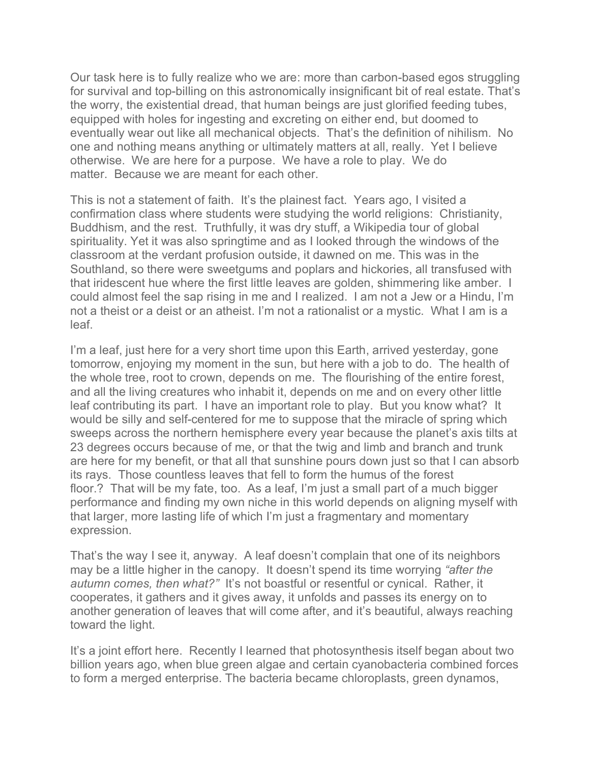Our task here is to fully realize who we are: more than carbon-based egos struggling for survival and top-billing on this astronomically insignificant bit of real estate. That's the worry, the existential dread, that human beings are just glorified feeding tubes, equipped with holes for ingesting and excreting on either end, but doomed to eventually wear out like all mechanical objects. That's the definition of nihilism. No one and nothing means anything or ultimately matters at all, really. Yet I believe otherwise. We are here for a purpose. We have a role to play. We do matter. Because we are meant for each other.

This is not a statement of faith. It's the plainest fact. Years ago, I visited a confirmation class where students were studying the world religions: Christianity, Buddhism, and the rest. Truthfully, it was dry stuff, a Wikipedia tour of global spirituality. Yet it was also springtime and as I looked through the windows of the classroom at the verdant profusion outside, it dawned on me. This was in the Southland, so there were sweetgums and poplars and hickories, all transfused with that iridescent hue where the first little leaves are golden, shimmering like amber. I could almost feel the sap rising in me and I realized. I am not a Jew or a Hindu, I'm not a theist or a deist or an atheist. I'm not a rationalist or a mystic. What I am is a leaf.

I'm a leaf, just here for a very short time upon this Earth, arrived yesterday, gone tomorrow, enjoying my moment in the sun, but here with a job to do. The health of the whole tree, root to crown, depends on me. The flourishing of the entire forest, and all the living creatures who inhabit it, depends on me and on every other little leaf contributing its part. I have an important role to play. But you know what? It would be silly and self-centered for me to suppose that the miracle of spring which sweeps across the northern hemisphere every year because the planet's axis tilts at 23 degrees occurs because of me, or that the twig and limb and branch and trunk are here for my benefit, or that all that sunshine pours down just so that I can absorb its rays. Those countless leaves that fell to form the humus of the forest floor.? That will be my fate, too. As a leaf, I'm just a small part of a much bigger performance and finding my own niche in this world depends on aligning myself with that larger, more lasting life of which I'm just a fragmentary and momentary expression.

That's the way I see it, anyway. A leaf doesn't complain that one of its neighbors may be a little higher in the canopy. It doesn't spend its time worrying *"after the autumn comes, then what?"* It's not boastful or resentful or cynical. Rather, it cooperates, it gathers and it gives away, it unfolds and passes its energy on to another generation of leaves that will come after, and it's beautiful, always reaching toward the light.

It's a joint effort here. Recently I learned that photosynthesis itself began about two billion years ago, when blue green algae and certain cyanobacteria combined forces to form a merged enterprise. The bacteria became chloroplasts, green dynamos,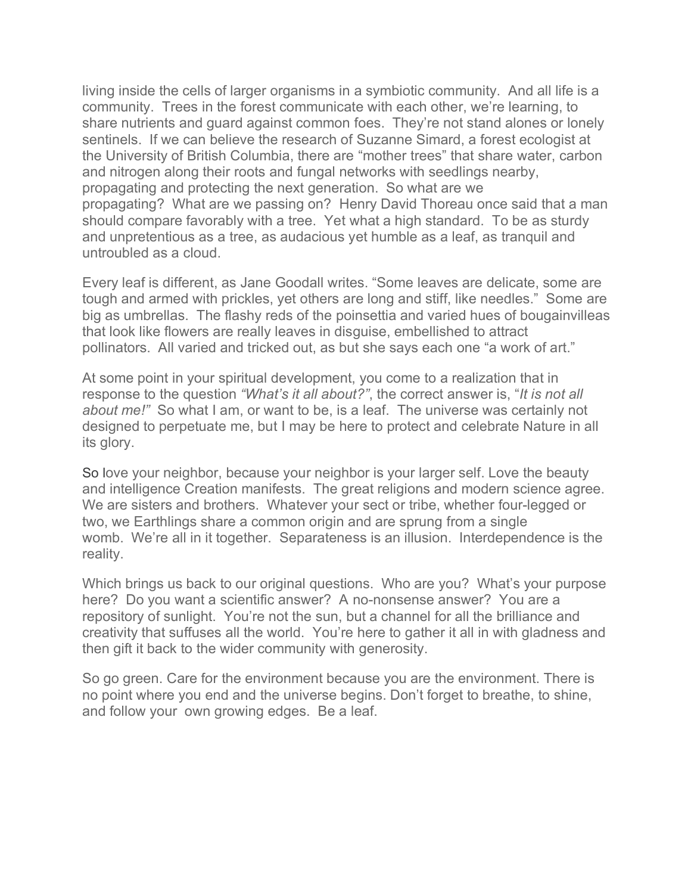living inside the cells of larger organisms in a symbiotic community. And all life is a community. Trees in the forest communicate with each other, we're learning, to share nutrients and guard against common foes. They're not stand alones or lonely sentinels. If we can believe the research of Suzanne Simard, a forest ecologist at the University of British Columbia, there are "mother trees" that share water, carbon and nitrogen along their roots and fungal networks with seedlings nearby, propagating and protecting the next generation. So what are we propagating? What are we passing on? Henry David Thoreau once said that a man should compare favorably with a tree. Yet what a high standard. To be as sturdy and unpretentious as a tree, as audacious yet humble as a leaf, as tranquil and untroubled as a cloud.

Every leaf is different, as Jane Goodall writes. "Some leaves are delicate, some are tough and armed with prickles, yet others are long and stiff, like needles." Some are big as umbrellas. The flashy reds of the poinsettia and varied hues of bougainvilleas that look like flowers are really leaves in disguise, embellished to attract pollinators. All varied and tricked out, as but she says each one "a work of art."

At some point in your spiritual development, you come to a realization that in response to the question *"What's it all about?"*, the correct answer is, "*It is not all about me!"* So what I am, or want to be, is a leaf. The universe was certainly not designed to perpetuate me, but I may be here to protect and celebrate Nature in all its glory.

So love your neighbor, because your neighbor is your larger self. Love the beauty and intelligence Creation manifests. The great religions and modern science agree. We are sisters and brothers. Whatever your sect or tribe, whether four-legged or two, we Earthlings share a common origin and are sprung from a single womb. We're all in it together. Separateness is an illusion. Interdependence is the reality.

Which brings us back to our original questions. Who are you? What's your purpose here? Do you want a scientific answer? A no-nonsense answer? You are a repository of sunlight. You're not the sun, but a channel for all the brilliance and creativity that suffuses all the world. You're here to gather it all in with gladness and then gift it back to the wider community with generosity.

So go green. Care for the environment because you are the environment. There is no point where you end and the universe begins. Don't forget to breathe, to shine, and follow your own growing edges. Be a leaf.